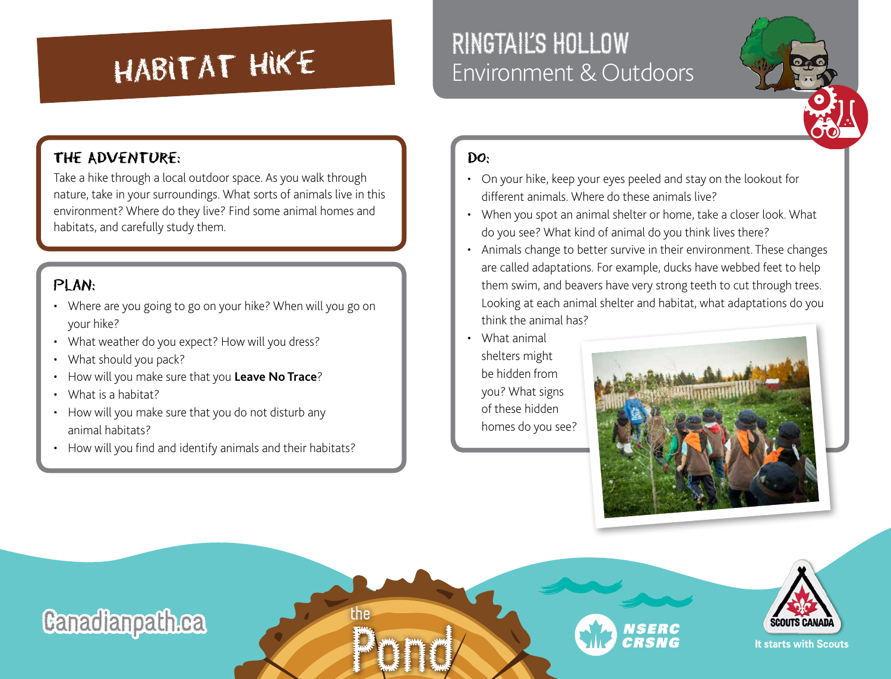# HABITAT HIKE

## RINGTAIL'S HOLLOW
Environment & Outdoors

### THE ADVENTURE:

Take a hike through a local outdoor space. As you walk through nature, take in your surroundings. What sorts of animals live in this environment? Where do they live? Find some animal homes and habitats, and carefully study them.

### PLAN:

- Where are you going to go on your hike? When will you go on your hike?
- What weather do you expect? How will you dress?
- What should you pack?
- How will you make sure that you **Leave No Trace**?
- What is a habitat?
- How will you make sure that you do not disturb any animal habitats?
- How will you find and identify animals and their habitats?

### DO:

- On your hike, keep your eyes peeled and stay on the lookout for different animals. Where do these animals live?
- When you spot an animal shelter or home, take a closer look. What do you see? What kind of animal do you think lives there?
- Animals change to better survive in their environment. These changes are called adaptations. For example, ducks have webbed feet to help them swim, and beavers have very strong teeth to cut through trees. Looking at each animal shelter and habitat, what adaptations do you think the animal has?
- What animal shelters might be hidden from you? What signs of these hidden homes do you see?

Canadianpath.ca

the Pond

NSERC CRSNG

SCOUTS CANADA
It starts with Scouts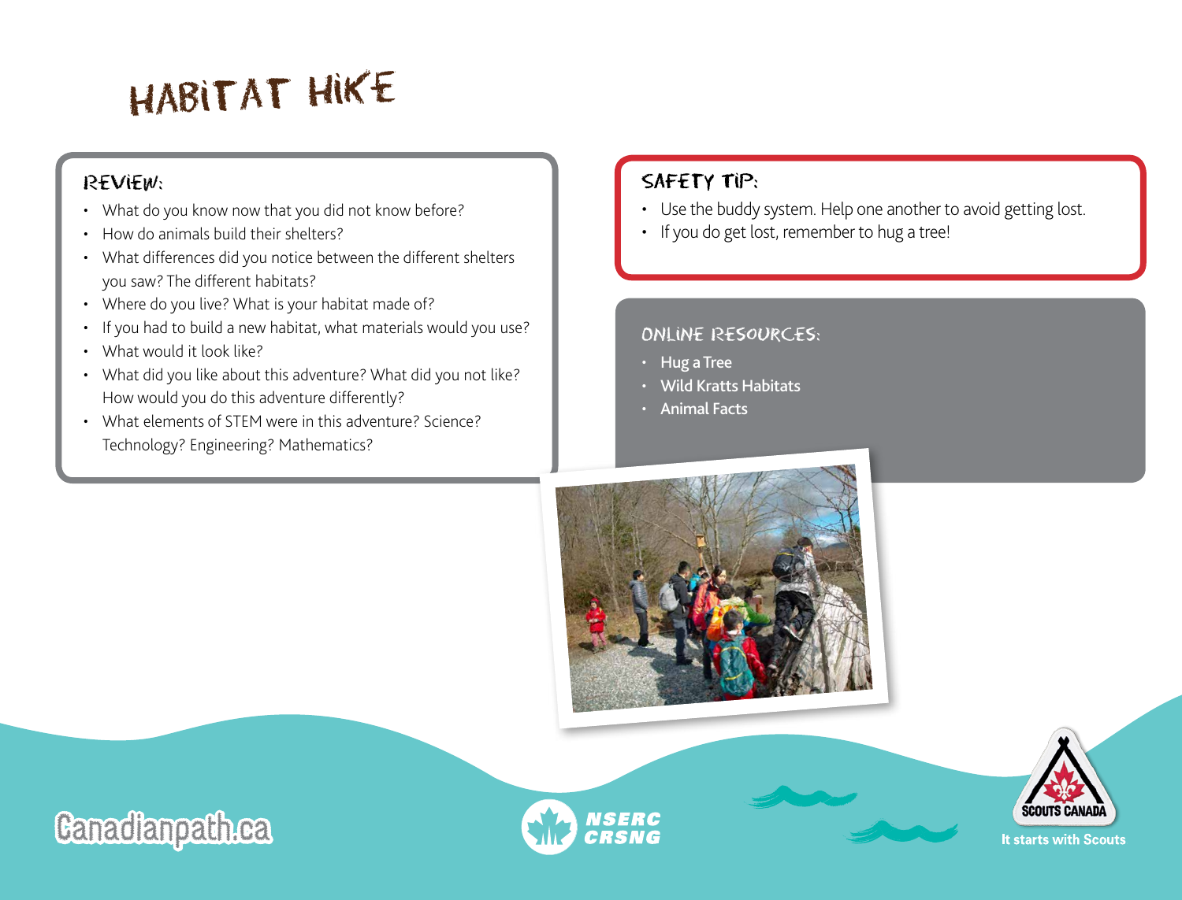# HABITAT HIKE

## REVIEW:

- What do you know now that you did not know before?
- How do animals build their shelters?
- What differences did you notice between the different shelters you saw? The different habitats?
- Where do you live? What is your habitat made of?
- If you had to build a new habitat, what materials would you use?
- What would it look like?
- What did you like about this adventure? What did you not like? How would you do this adventure differently?
- What elements of STEM were in this adventure? Science? Technology? Engineering? Mathematics?

## SAFETY TIP:

- Use the buddy system. Help one another to avoid getting lost.
- If you do get lost, remember to hug a tree!

## ONLINE RESOURCES:

- Hug a Tree
- Wild Kratts Habitats
- Animal Facts

Canadianpath.ca

NSERC CRSNG

SCOUTS CANADA
It starts with Scouts